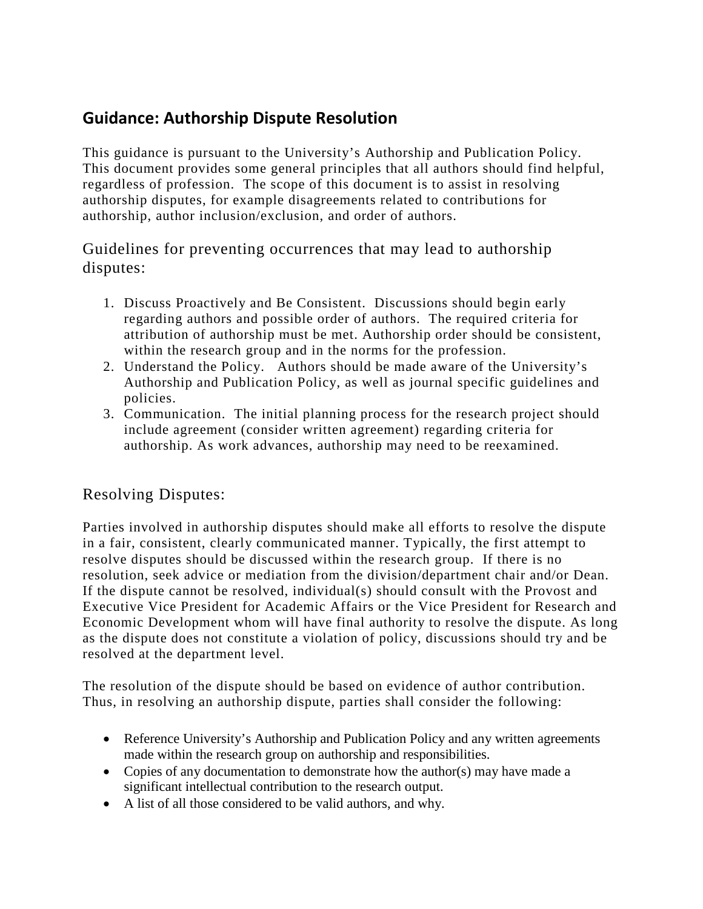## Guidance: Authorship Dispute Resolution

This guidance is pursuant to the University's Authorship and Publication Policy. This document provides some general principles that all authors should find helpful, regardless of profession. The scope of this document is to assist in resolving authorship disputes, for example disagreements related to contributions for authorship, author inclusion/exclusion, and order of authors.

### Guidelines for preventing occurrences that may lead to authorship disputes:

1. Discuss Proactively and Be Consistent. Discussions should begin early regarding authors and possible order of authors. The required criteria for attribution of authorship must be met. Authorship order should be consistent, within the research group and in the norms for the profession.
2. Understand the Policy. Authors should be made aware of the University's Authorship and Publication Policy, as well as journal specific guidelines and policies.
3. Communication. The initial planning process for the research project should include agreement (consider written agreement) regarding criteria for authorship. As work advances, authorship may need to be reexamined.

### Resolving Disputes:

Parties involved in authorship disputes should make all efforts to resolve the dispute in a fair, consistent, clearly communicated manner. Typically, the first attempt to resolve disputes should be discussed within the research group. If there is no resolution, seek advice or mediation from the division/department chair and/or Dean. If the dispute cannot be resolved, individual(s) should consult with the Provost and Executive Vice President for Academic Affairs or the Vice President for Research and Economic Development whom will have final authority to resolve the dispute. As long as the dispute does not constitute a violation of policy, discussions should try and be resolved at the department level.

The resolution of the dispute should be based on evidence of author contribution. Thus, in resolving an authorship dispute, parties shall consider the following:

- Reference University's Authorship and Publication Policy and any written agreements made within the research group on authorship and responsibilities.
- Copies of any documentation to demonstrate how the author(s) may have made a significant intellectual contribution to the research output.
- A list of all those considered to be valid authors, and why.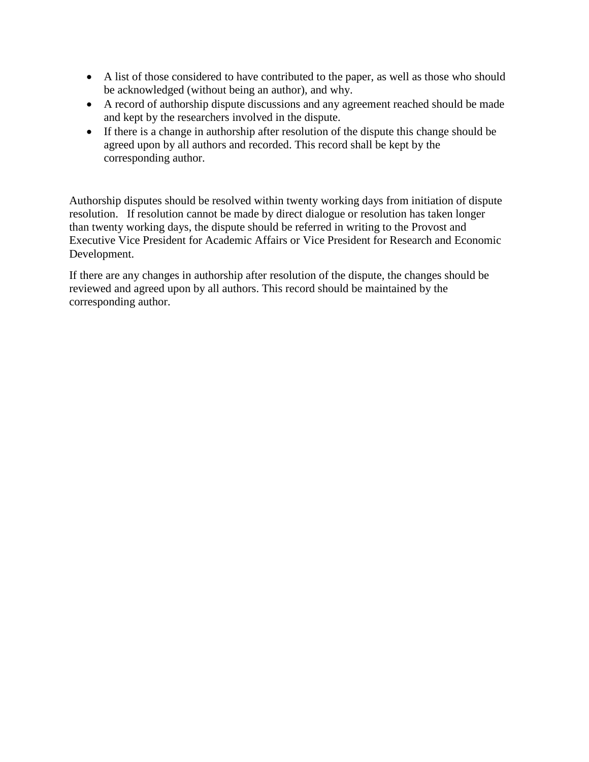- A list of those considered to have contributed to the paper, as well as those who should be acknowledged (without being an author), and why.
- A record of authorship dispute discussions and any agreement reached should be made and kept by the researchers involved in the dispute.
- If there is a change in authorship after resolution of the dispute this change should be agreed upon by all authors and recorded. This record shall be kept by the corresponding author.

Authorship disputes should be resolved within twenty working days from initiation of dispute resolution. If resolution cannot be made by direct dialogue or resolution has taken longer than twenty working days, the dispute should be referred in writing to the Provost and Executive Vice President for Academic Affairs or Vice President for Research and Economic Development.

If there are any changes in authorship after resolution of the dispute, the changes should be reviewed and agreed upon by all authors. This record should be maintained by the corresponding author.